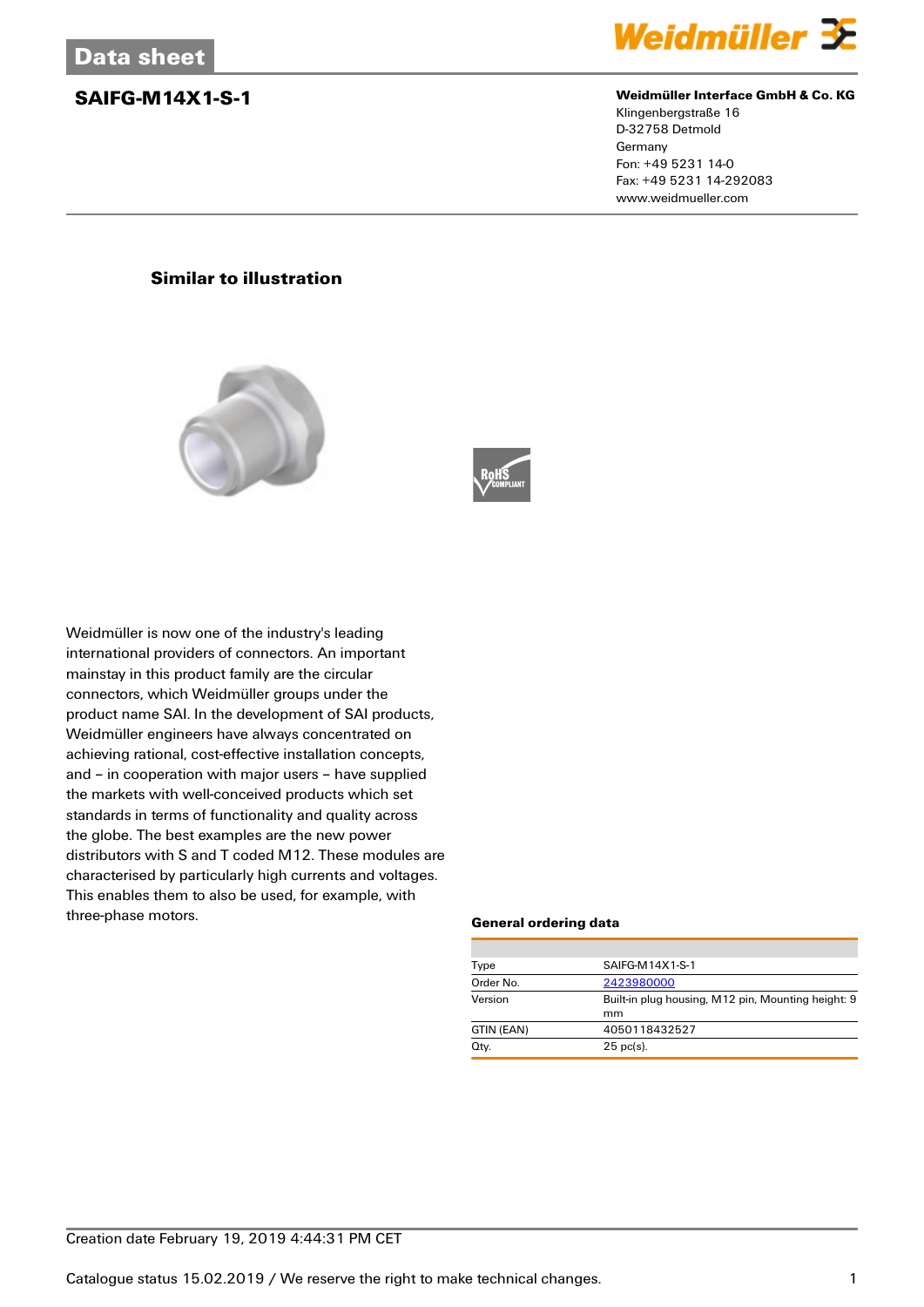Data sheet

# SAIFG-M14X1-S-1

**Weidmüller Interface GmbH & Co. KG**
Klingenbergstraße 16
D-32758 Detmold
Germany
Fon: +49 5231 14-0
Fax: +49 5231 14-292083
www.weidmueller.com

**Similar to illustration**

Weidmüller is now one of the industry's leading international providers of connectors. An important mainstay in this product family are the circular connectors, which Weidmüller groups under the product name SAI. In the development of SAI products, Weidmüller engineers have always concentrated on achieving rational, cost-effective installation concepts, and – in cooperation with major users – have supplied the markets with well-conceived products which set standards in terms of functionality and quality across the globe. The best examples are the new power distributors with S and T coded M12. These modules are characterised by particularly high currents and voltages. This enables them to also be used, for example, with three-phase motors.

### General ordering data

| | |
|---|---|
| Type | SAIFG-M14X1-S-1 |
| Order No. | 2423980000 |
| Version | Built-in plug housing, M12 pin, Mounting height: 9 mm |
| GTIN (EAN) | 4050118432527 |
| Qty. | 25 pc(s). |

Creation date February 19, 2019 4:44:31 PM CET

Catalogue status 15.02.2019 / We reserve the right to make technical changes.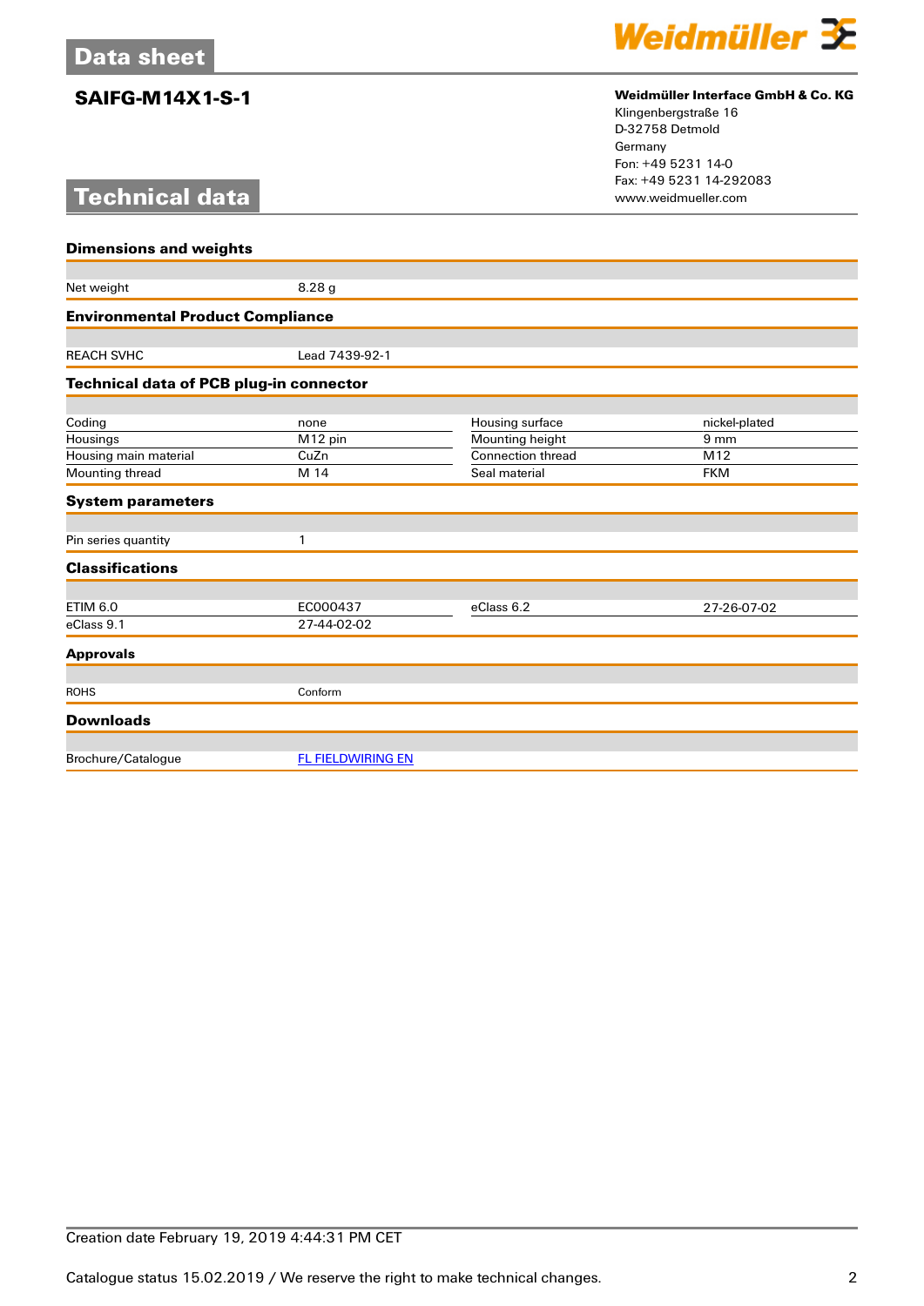# SAIFG-M14X1-S-1

**Weidmüller Interface GmbH & Co. KG**
Klingenbergstraße 16
D-32758 Detmold
Germany
Fon: +49 5231 14-0
Fax: +49 5231 14-292083
www.weidmueller.com

## Technical data

### Dimensions and weights

| | |
|---|---|
| Net weight | 8.28 g |

### Environmental Product Compliance

| | |
|---|---|
| REACH SVHC | Lead 7439-92-1 |

### Technical data of PCB plug-in connector

| | | | |
|---|---|---|---|
| Coding | none | Housing surface | nickel-plated |
| Housings | M12 pin | Mounting height | 9 mm |
| Housing main material | CuZn | Connection thread | M12 |
| Mounting thread | M 14 | Seal material | FKM |

### System parameters

| | |
|---|---|
| Pin series quantity | 1 |

### Classifications

| | | | |
|---|---|---|---|
| ETIM 6.0 | EC000437 | eClass 6.2 | 27-26-07-02 |
| eClass 9.1 | 27-44-02-02 | | |

### Approvals

| | |
|---|---|
| ROHS | Conform |

### Downloads

| | |
|---|---|
| Brochure/Catalogue | FL FIELDWIRING EN |

Creation date February 19, 2019 4:44:31 PM CET

Catalogue status 15.02.2019 / We reserve the right to make technical changes.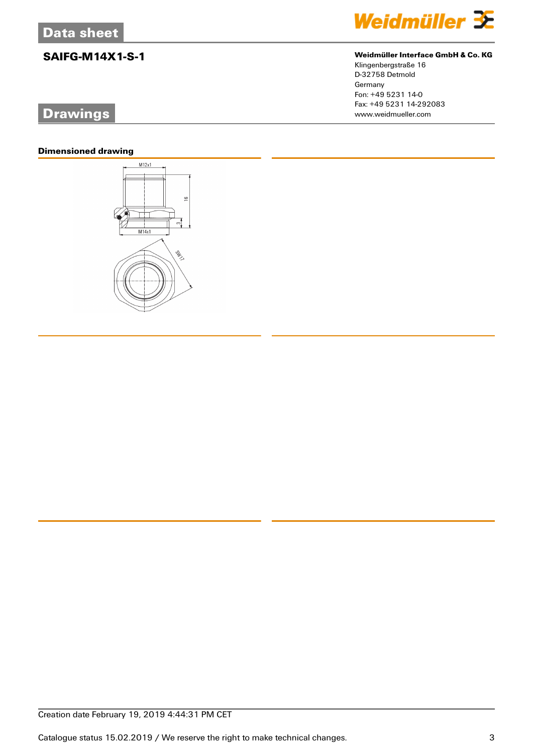## Data sheet

**SAIFG-M14X1-S-1**

**Weidmüller Interface GmbH & Co. KG**
Klingenbergstraße 16
D-32758 Detmold
Germany
Fon: +49 5231 14-0
Fax: +49 5231 14-292083
www.weidmueller.com

## Drawings

### Dimensioned drawing

M12x1

16

3

M14x1

SW17

Creation date February 19, 2019 4:44:31 PM CET

Catalogue status 15.02.2019 / We reserve the right to make technical changes.